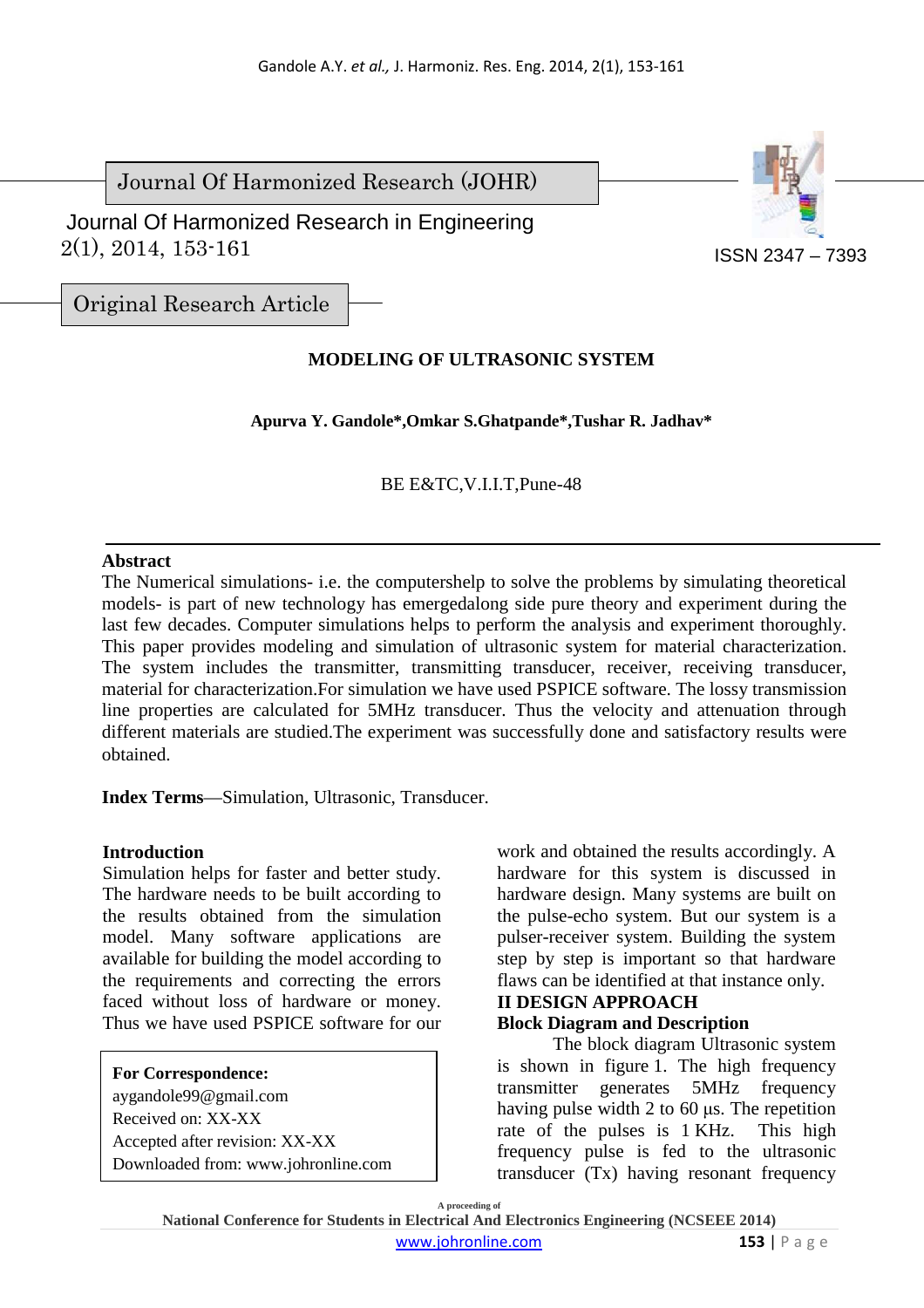Journal Of Harmonized Research (JOHR)

Journal Of Harmonized Research in Engineering
2(1), 2014, 153-161

ISSN 2347 – 7393

Original Research Article

# MODELING OF ULTRASONIC SYSTEM

**Apurva Y. Gandole\*,Omkar S.Ghatpande\*,Tushar R. Jadhav\***

BE E&TC,V.I.I.T,Pune-48

## Abstract

The Numerical simulations- i.e. the computershelp to solve the problems by simulating theoretical models- is part of new technology has emergedalong side pure theory and experiment during the last few decades. Computer simulations helps to perform the analysis and experiment thoroughly. This paper provides modeling and simulation of ultrasonic system for material characterization. The system includes the transmitter, transmitting transducer, receiver, receiving transducer, material for characterization.For simulation we have used PSPICE software. The lossy transmission line properties are calculated for 5MHz transducer. Thus the velocity and attenuation through different materials are studied.The experiment was successfully done and satisfactory results were obtained.

**Index Terms**—Simulation, Ultrasonic, Transducer.

## Introduction

Simulation helps for faster and better study. The hardware needs to be built according to the results obtained from the simulation model. Many software applications are available for building the model according to the requirements and correcting the errors faced without loss of hardware or money. Thus we have used PSPICE software for our work and obtained the results accordingly. A hardware for this system is discussed in hardware design. Many systems are built on the pulse-echo system. But our system is a pulser-receiver system. Building the system step by step is important so that hardware flaws can be identified at that instance only.

**For Correspondence:**
aygandole99@gmail.com
Received on: XX-XX
Accepted after revision: XX-XX
Downloaded from: www.johronline.com

## II DESIGN APPROACH

### Block Diagram and Description

The block diagram Ultrasonic system is shown in figure 1. The high frequency transmitter generates 5MHz frequency having pulse width 2 to 60 µs. The repetition rate of the pulses is 1 KHz. This high frequency pulse is fed to the ultrasonic transducer (Tx) having resonant frequency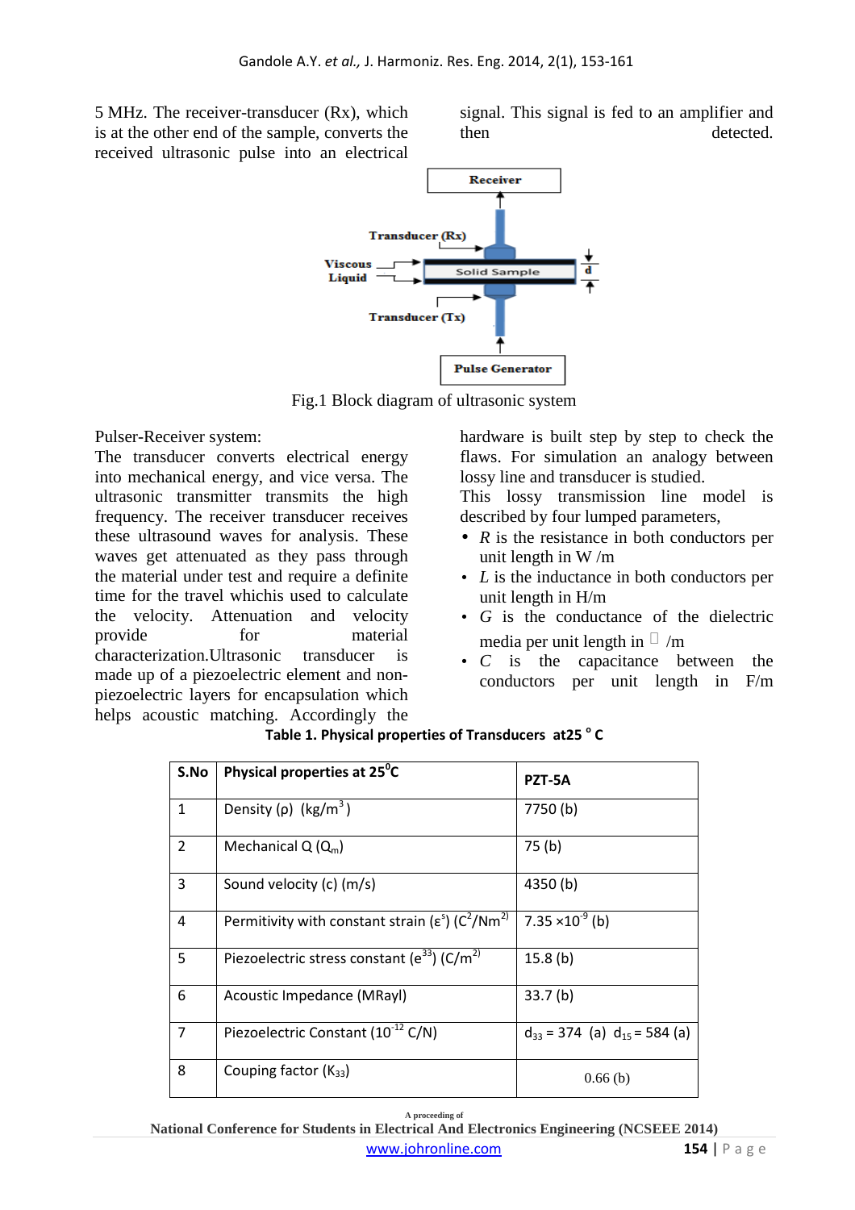5 MHz. The receiver-transducer (Rx), which is at the other end of the sample, converts the received ultrasonic pulse into an electrical signal. This signal is fed to an amplifier and then detected.

Receiver

Transducer (Rx)

Viscous Liquid

Solid Sample

d

Transducer (Tx)

Pulse Generator

Fig.1 Block diagram of ultrasonic system

Pulser-Receiver system:

The transducer converts electrical energy into mechanical energy, and vice versa. The ultrasonic transmitter transmits the high frequency. The receiver transducer receives these ultrasound waves for analysis. These waves get attenuated as they pass through the material under test and require a definite time for the travel whichis used to calculate the velocity. Attenuation and velocity provide for material characterization.Ultrasonic transducer is made up of a piezoelectric element and non-piezoelectric layers for encapsulation which helps acoustic matching. Accordingly the hardware is built step by step to check the flaws. For simulation an analogy between lossy line and transducer is studied.

This lossy transmission line model is described by four lumped parameters,

- *R* is the resistance in both conductors per unit length in W /m
- *L* is the inductance in both conductors per unit length in H/m
- *G* is the conductance of the dielectric media per unit length in  /m
- *C* is the capacitance between the conductors per unit length in F/m

**Table 1. Physical properties of Transducers at25 ° C**

| S.No | Physical properties at 25°C | PZT-5A |
|---|---|---|
| 1 | Density (ρ) $(kg/m^3)$ | 7750 (b) |
| 2 | Mechanical Q ($Q_m$) | 75 (b) |
| 3 | Sound velocity (c) (m/s) | 4350 (b) |
| 4 | Permitivity with constant strain ($\varepsilon^s$) $(C^2/Nm^2)$ | $7.35 \times 10^{-9}$ (b) |
| 5 | Piezoelectric stress constant ($e^{33}$) $(C/m^2)$ | 15.8 (b) |
| 6 | Acoustic Impedance (MRayl) | 33.7 (b) |
| 7 | Piezoelectric Constant ($10^{-12}$ C/N) | $d_{33}$ = 374 (a) $d_{15}$ = 584 (a) |
| 8 | Couping factor ($K_{33}$) | 0.66 (b) |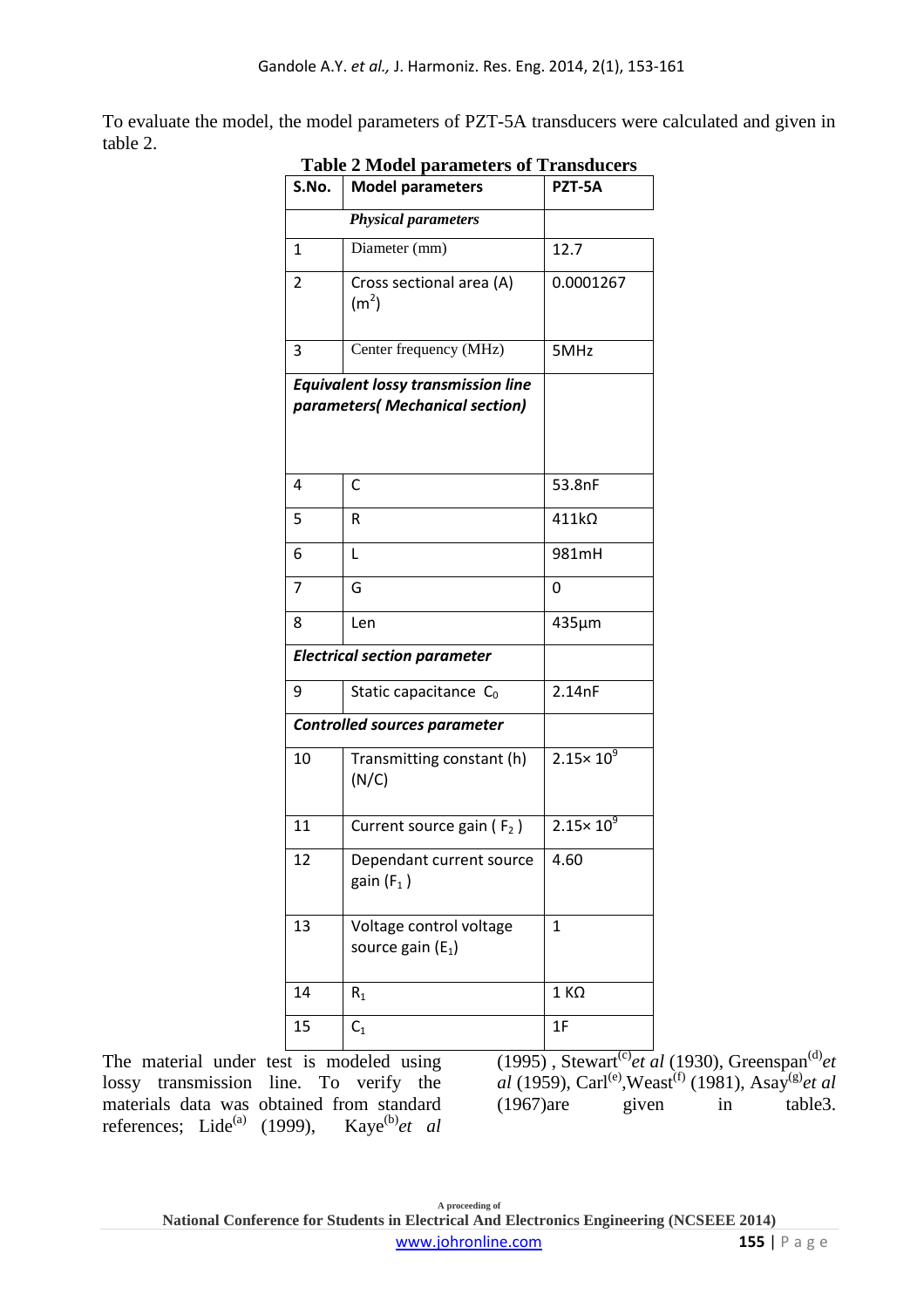To evaluate the model, the model parameters of PZT-5A transducers were calculated and given in table 2.

**Table 2 Model parameters of Transducers**

| S.No. | Model parameters | PZT-5A |
|---|---|---|
| | ***Physical parameters*** | |
| 1 | Diameter (mm) | 12.7 |
| 2 | Cross sectional area (A) ($m^2$) | 0.0001267 |
| 3 | Center frequency (MHz) | 5MHz |
| ***Equivalent lossy transmission line parameters( Mechanical section)*** | | |
| 4 | C | 53.8nF |
| 5 | R | 411kΩ |
| 6 | L | 981mH |
| 7 | G | 0 |
| 8 | Len | 435µm |
| ***Electrical section parameter*** | | |
| 9 | Static capacitance $C_0$ | 2.14nF |
| ***Controlled sources parameter*** | | |
| 10 | Transmitting constant (h) (N/C) | $2.15\times 10^9$ |
| 11 | Current source gain ( $F_2$ ) | $2.15\times 10^9$ |
| 12 | Dependant current source gain ($F_1$ ) | 4.60 |
| 13 | Voltage control voltage source gain ($E_1$) | 1 |
| 14 | $R_1$ | 1 KΩ |
| 15 | $C_1$ | 1F |

The material under test is modeled using lossy transmission line. To verify the materials data was obtained from standard references; Lide[a] (1999), Kaye[b] *et al* (1995) , Stewart[c] *et al* (1930), Greenspan[d] *et al* (1959), Carl[e], Weast[f] (1981), Asay[g] *et al* (1967)are given in table3.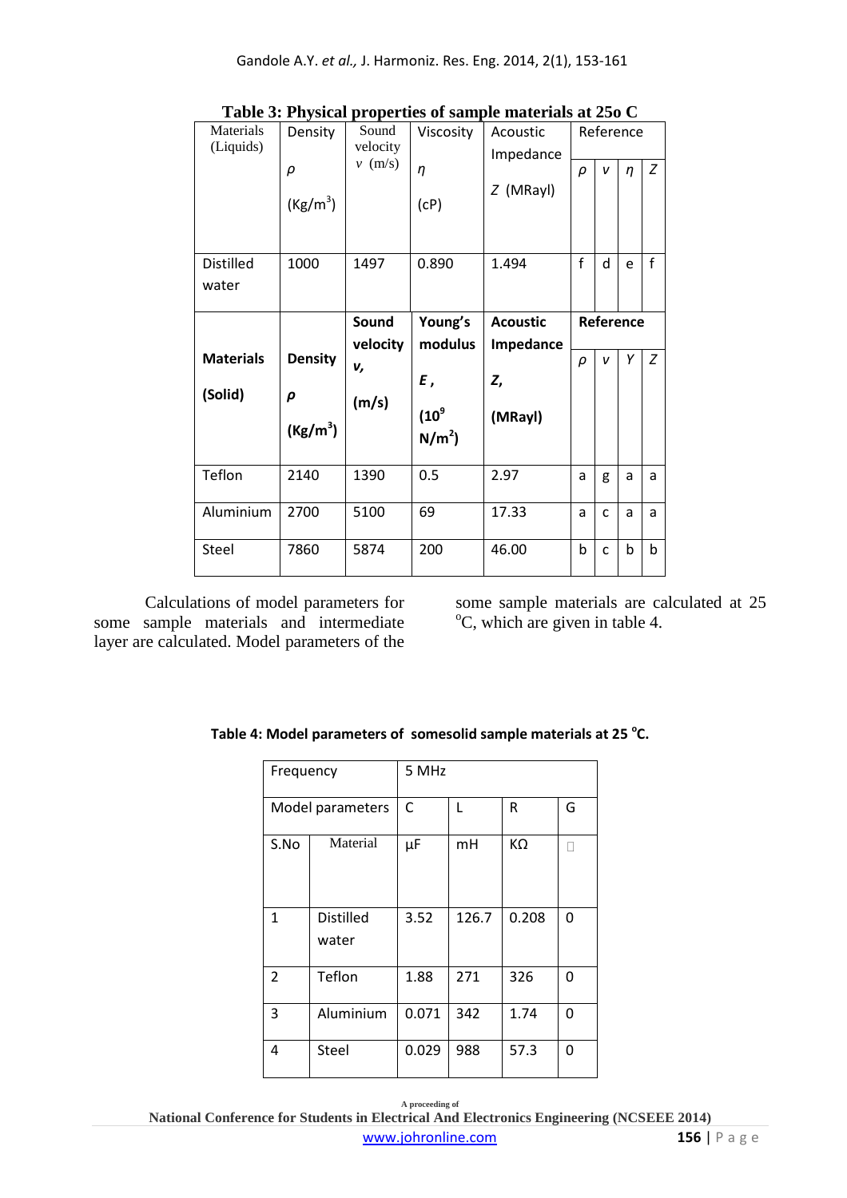**Table 3: Physical properties of sample materials at 25o C**

| Materials (Liquids) | Density $\rho$ (Kg/m$^3$) | Sound velocity $v$ (m/s) | Viscosity $\eta$ (cP) | Acoustic Impedance $Z$ (MRayl) | Reference | | | |
|---|---|---|---|---|---|---|---|---|
| | | | | | $\rho$ | $v$ | $\eta$ | $Z$ |
| Distilled water | 1000 | 1497 | 0.890 | 1.494 | f | d | e | f |
| **Materials (Solid)** | **Density $\rho$ (Kg/m$^3$)** | **Sound velocity $v$, (m/s)** | **Young's modulus $E$, ($10^9$ N/m$^2$)** | **Acoustic Impedance $Z$, (MRayl)** | **Reference** | | | |
| | | | | | $\rho$ | $v$ | $Y$ | $Z$ |
| Teflon | 2140 | 1390 | 0.5 | 2.97 | a | g | a | a |
| Aluminium | 2700 | 5100 | 69 | 17.33 | a | c | a | a |
| Steel | 7860 | 5874 | 200 | 46.00 | b | c | b | b |

Calculations of model parameters for some sample materials and intermediate layer are calculated. Model parameters of the some sample materials are calculated at 25 $^{o}$C, which are given in table 4.

**Table 4: Model parameters of somesolid sample materials at 25 $^{o}$C.**

| Frequency | | 5 MHz | | | |
|---|---|---|---|---|---|
| Model parameters | | C | L | R | G |
| S.No | Material | μF | mH | KΩ | |
| 1 | Distilled water | 3.52 | 126.7 | 0.208 | 0 |
| 2 | Teflon | 1.88 | 271 | 326 | 0 |
| 3 | Aluminium | 0.071 | 342 | 1.74 | 0 |
| 4 | Steel | 0.029 | 988 | 57.3 | 0 |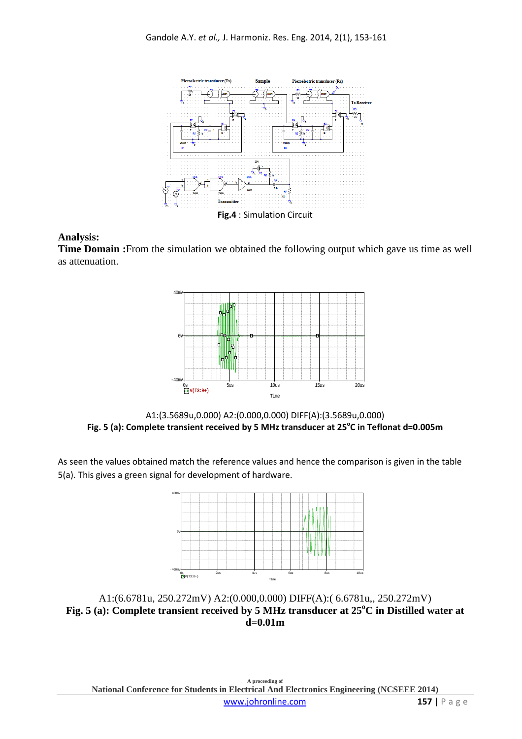Fig.4 : Simulation Circuit

**Analysis:**

**Time Domain :** From the simulation we obtained the following output which gave us time as well as attenuation.

A1:(3.5689u,0.000) A2:(0.000,0.000) DIFF(A):(3.5689u,0.000)

**Fig. 5 (a): Complete transient received by 5 MHz transducer at 25$^{o}$C in Teflonat d=0.005m**

As seen the values obtained match the reference values and hence the comparison is given in the table 5(a). This gives a green signal for development of hardware.

A1:(6.6781u, 250.272mV) A2:(0.000,0.000) DIFF(A):( 6.6781u,, 250.272mV)

**Fig. 5 (a): Complete transient received by 5 MHz transducer at 25$^{o}$C in Distilled water at d=0.01m**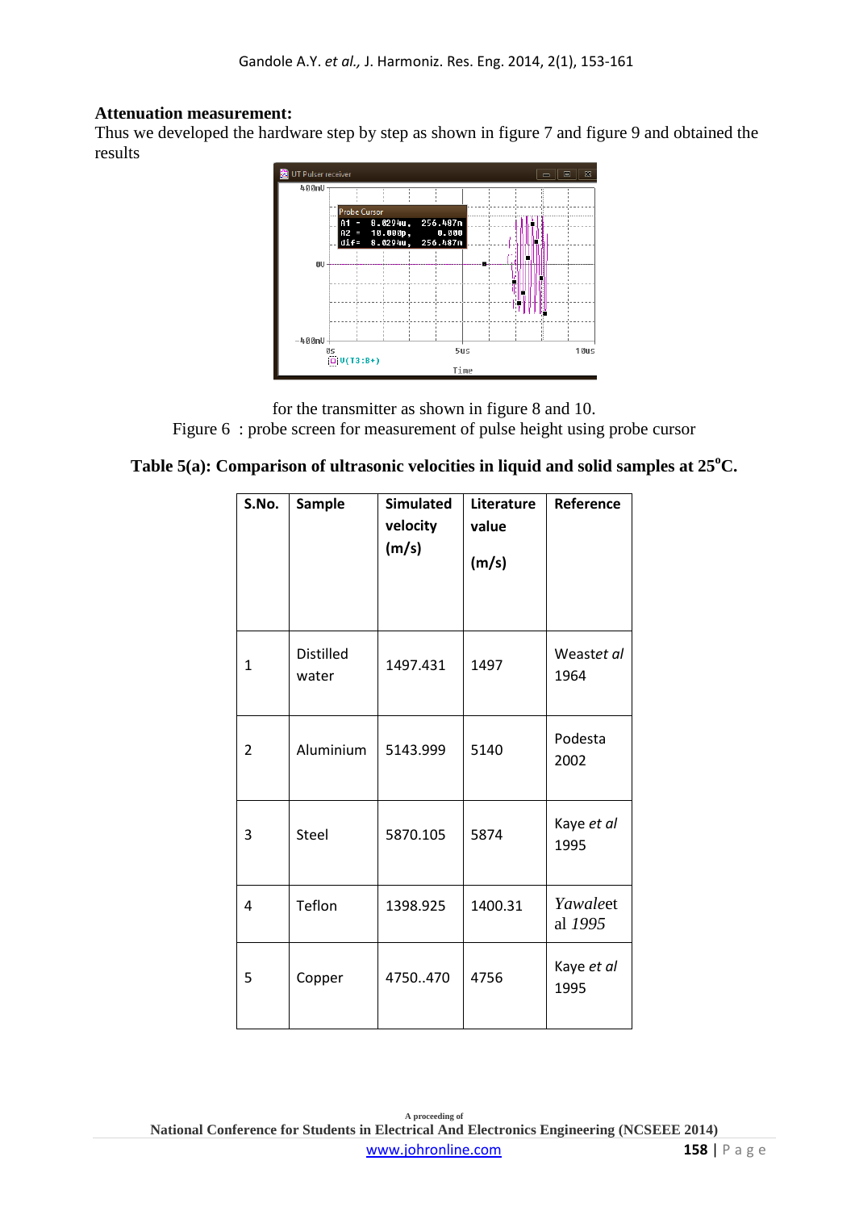**Attenuation measurement:**

Thus we developed the hardware step by step as shown in figure 7 and figure 9 and obtained the results

for the transmitter as shown in figure 8 and 10.

Figure 6 : probe screen for measurement of pulse height using probe cursor

**Table 5(a): Comparison of ultrasonic velocities in liquid and solid samples at 25°C.**

| S.No. | Sample | Simulated velocity (m/s) | Literature value (m/s) | Reference |
|---|---|---|---|---|
| 1 | Distilled water | 1497.431 | 1497 | Weast*et al* 1964 |
| 2 | Aluminium | 5143.999 | 5140 | Podesta 2002 |
| 3 | Steel | 5870.105 | 5874 | Kaye *et al* 1995 |
| 4 | Teflon | 1398.925 | 1400.31 | *Yawal*et al *1995* |
| 5 | Copper | 4750..470 | 4756 | Kaye *et al* 1995 |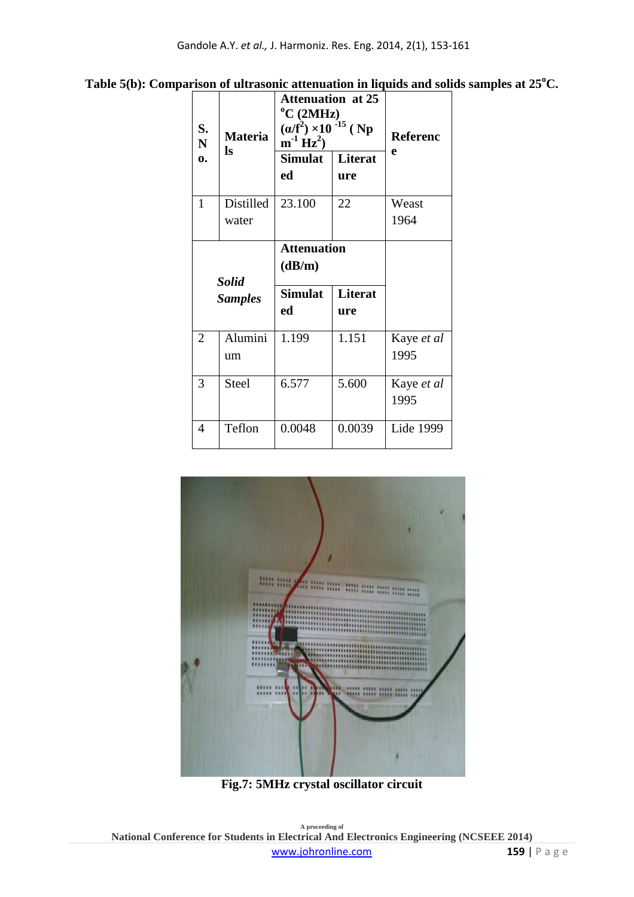**Table 5(b): Comparison of ultrasonic attenuation in liquids and solids samples at 25°C.**

| S. No. | Materials | Attenuation at 25 °C (2MHz) $(\alpha/f^2)\times 10^{-15}$ (Np $m^{-1}$ $Hz^2$) | | Reference |
|---|---|---|---|---|
| | | Simulated | Literature | |
| 1 | Distilled water | 23.100 | 22 | Weast 1964 |
| | *Solid Samples* | Attenuation (dB/m) | | |
| | | Simulated | Literature | |
| 2 | Aluminium | 1.199 | 1.151 | Kaye *et al* 1995 |
| 3 | Steel | 6.577 | 5.600 | Kaye *et al* 1995 |
| 4 | Teflon | 0.0048 | 0.0039 | Lide 1999 |

**Fig.7: 5MHz crystal oscillator circuit**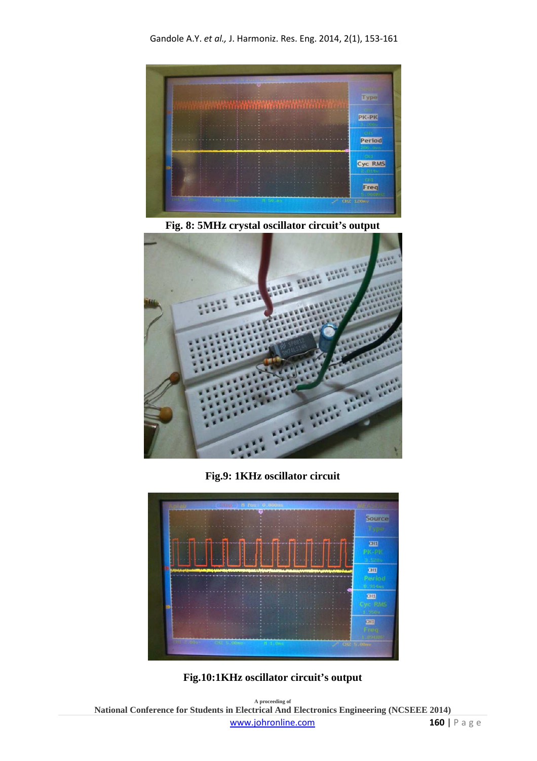**Fig. 8: 5MHz crystal oscillator circuit's output**

**Fig.9: 1KHz oscillator circuit**

**Fig.10:1KHz oscillator circuit's output**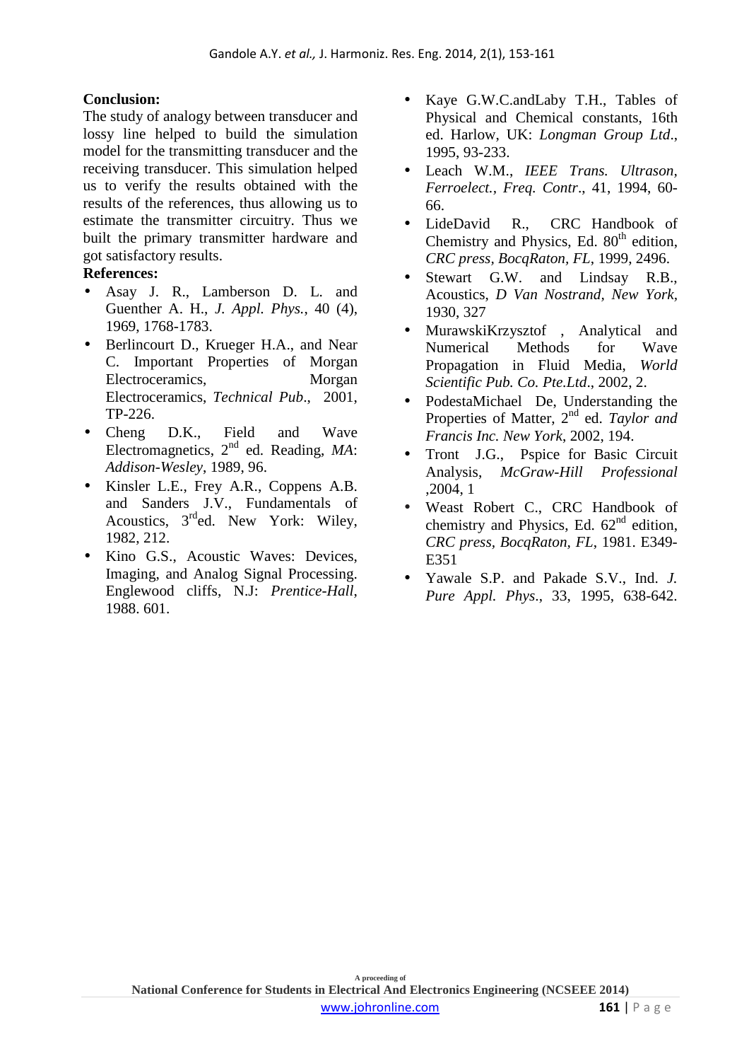**Conclusion:**

The study of analogy between transducer and lossy line helped to build the simulation model for the transmitting transducer and the receiving transducer. This simulation helped us to verify the results obtained with the results of the references, thus allowing us to estimate the transmitter circuitry. Thus we built the primary transmitter hardware and got satisfactory results.

**References:**

- Asay J. R., Lamberson D. L. and Guenther A. H., *J. Appl. Phys.*, 40 (4), 1969, 1768-1783.
- Berlincourt D., Krueger H.A., and Near C. Important Properties of Morgan Electroceramics, Morgan Electroceramics, *Technical Pub*., 2001, TP-226.
- Cheng D.K., Field and Wave Electromagnetics, 2nd ed. Reading, *MA*: *Addison-Wesley*, 1989, 96.
- Kinsler L.E., Frey A.R., Coppens A.B. and Sanders J.V., Fundamentals of Acoustics, 3rded. New York: Wiley, 1982, 212.
- Kino G.S., Acoustic Waves: Devices, Imaging, and Analog Signal Processing. Englewood cliffs, N.J: *Prentice-Hall*, 1988. 601.
- Kaye G.W.C.andLaby T.H., Tables of Physical and Chemical constants, 16th ed. Harlow, UK: *Longman Group Ltd*., 1995, 93-233.
- Leach W.M., *IEEE Trans. Ultrason, Ferroelect., Freq. Contr*., 41, 1994, 60-66.
- LideDavid R., CRC Handbook of Chemistry and Physics, Ed. 80th edition, *CRC press, BocqRaton, FL*, 1999, 2496.
- Stewart G.W. and Lindsay R.B., Acoustics, *D Van Nostrand, New York*, 1930, 327
- MurawskiKrzysztof , Analytical and Numerical Methods for Wave Propagation in Fluid Media, *World Scientific Pub. Co. Pte.Ltd*., 2002, 2.
- PodestaMichael De, Understanding the Properties of Matter, 2nd ed. *Taylor and Francis Inc. New York*, 2002, 194.
- Tront J.G., Pspice for Basic Circuit Analysis, *McGraw-Hill Professional* ,2004, 1
- Weast Robert C., CRC Handbook of chemistry and Physics, Ed. 62nd edition, *CRC press, BocqRaton, FL*, 1981. E349-E351
- Yawale S.P. and Pakade S.V., Ind. *J. Pure Appl. Phys*., 33, 1995, 638-642.